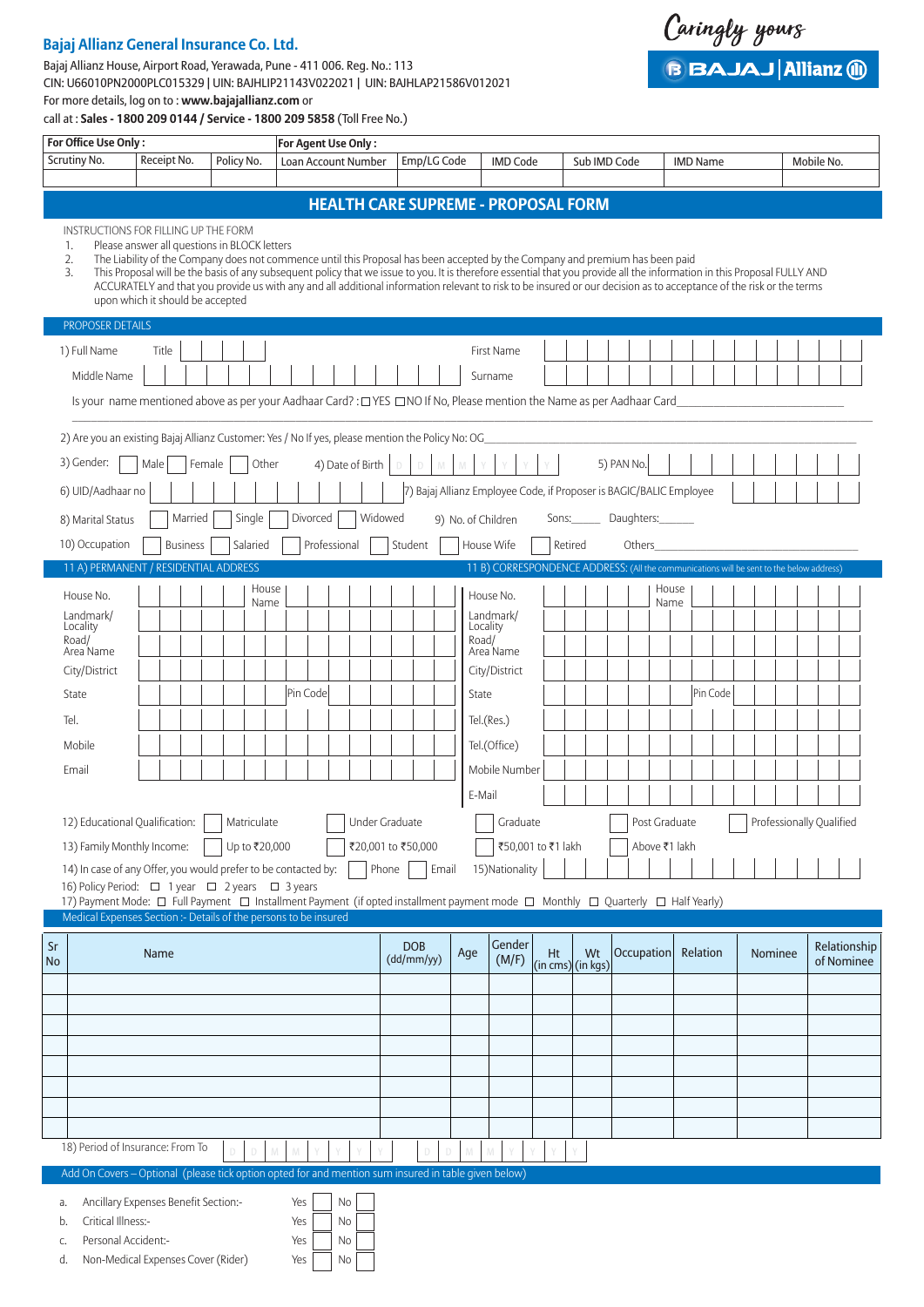**Bajaj Allianz General Insurance Co. Ltd.**

Bajaj Allianz House, Airport Road, Yerawada, Pune - 411 006. Reg. No.: 113
CIN: U66010PN2000PLC015329 | UIN: BAJHLIP21143V022021 | UIN: BAJHLAP21586V012021
For more details, log on to : **www.bajajallianz.com** or
call at : **Sales - 1800 209 0144 / Service - 1800 209 5858** (Toll Free No.)

Caringly yours

BAJAJ | Allianz

| **For Office Use Only :** | | | **For Agent Use Only :** | | | | | |
|---|---|---|---|---|---|---|---|---|
| Scrutiny No. | Receipt No. | Policy No. | Loan Account Number | Emp/LG Code | IMD Code | Sub IMD Code | IMD Name | Mobile No. |
| | | | | | | | | |

# HEALTH CARE SUPREME - PROPOSAL FORM

INSTRUCTIONS FOR FILLING UP THE FORM

1. Please answer all questions in BLOCK letters
2. The Liability of the Company does not commence until this Proposal has been accepted by the Company and premium has been paid
3. This Proposal will be the basis of any subsequent policy that we issue to you. It is therefore essential that you provide all the information in this Proposal FULLY AND ACCURATELY and that you provide us with any and all additional information relevant to risk to be insured or our decision as to acceptance of the risk or the terms upon which it should be accepted

## PROPOSER DETAILS

1) Full Name  Title ________  First Name ________

Middle Name ________  Surname ________

Is your name mentioned above as per your Aadhaar Card? : ☐ YES ☐ NO If No, Please mention the Name as per Aadhaar Card________________________

2) Are you an existing Bajaj Allianz Customer: Yes / No If yes, please mention the Policy No: OG________________________

3) Gender: ☐ Male ☐ Female ☐ Other  4) Date of Birth D D M M Y Y Y Y  5) PAN No. ________

6) UID/Aadhaar no ________  7) Bajaj Allianz Employee Code, if Proposer is BAGIC/BALIC Employee ________

8) Marital Status ☐ Married ☐ Single ☐ Divorced ☐ Widowed  9) No. of Children  Sons:______ Daughters:______

10) Occupation ☐ Business ☐ Salaried ☐ Professional ☐ Student ☐ House Wife ☐ Retired  Others________

| 11 A) PERMANENT / RESIDENTIAL ADDRESS | | 11 B) CORRESPONDENCE ADDRESS: (All the communications will be sent to the below address) | |
|---|---|---|---|
| House No. | House Name | House No. | House Name |
| Landmark/ Locality | | Landmark/ Locality | |
| Road/ Area Name | | Road/ Area Name | |
| City/District | | City/District | |
| State | Pin Code | State | Pin Code |
| Tel. | | Tel.(Res.) | |
| Mobile | | Tel.(Office) | |
| Email | | Mobile Number | |
| | | E-Mail | |

12) Educational Qualification: ☐ Matriculate ☐ Under Graduate ☐ Graduate ☐ Post Graduate ☐ Professionally Qualified

13) Family Monthly Income: ☐ Up to ₹20,000 ☐ ₹20,001 to ₹50,000 ☐ ₹50,001 to ₹1 lakh ☐ Above ₹1 lakh

14) In case of any Offer, you would prefer to be contacted by: ☐ Phone ☐ Email  15) Nationality ________

16) Policy Period: ☐ 1 year ☐ 2 years ☐ 3 years

17) Payment Mode: ☐ Full Payment ☐ Installment Payment (if opted installment payment mode ☐ Monthly ☐ Quarterly ☐ Half Yearly)

## Medical Expenses Section :- Details of the persons to be insured

| Sr No | Name | DOB (dd/mm/yy) | Age | Gender (M/F) | Ht (in cms) | Wt (in kgs) | Occupation | Relation | Nominee | Relationship of Nominee |
|---|---|---|---|---|---|---|---|---|---|---|
| | | | | | | | | | | |
| | | | | | | | | | | |
| | | | | | | | | | | |
| | | | | | | | | | | |
| | | | | | | | | | | |
| | | | | | | | | | | |
| | | | | | | | | | | |
| | | | | | | | | | | |

18) Period of Insurance: From D D M M Y Y Y Y To D D M M Y Y Y Y

## Add On Covers – Optional (please tick option opted for and mention sum insured in table given below)

| | | | |
|---|---|---|---|
| a. | Ancillary Expenses Benefit Section:- | Yes ☐ | No ☐ |
| b. | Critical Illness:- | Yes ☐ | No ☐ |
| c. | Personal Accident:- | Yes ☐ | No ☐ |
| d. | Non-Medical Expenses Cover (Rider) | Yes ☐ | No ☐ |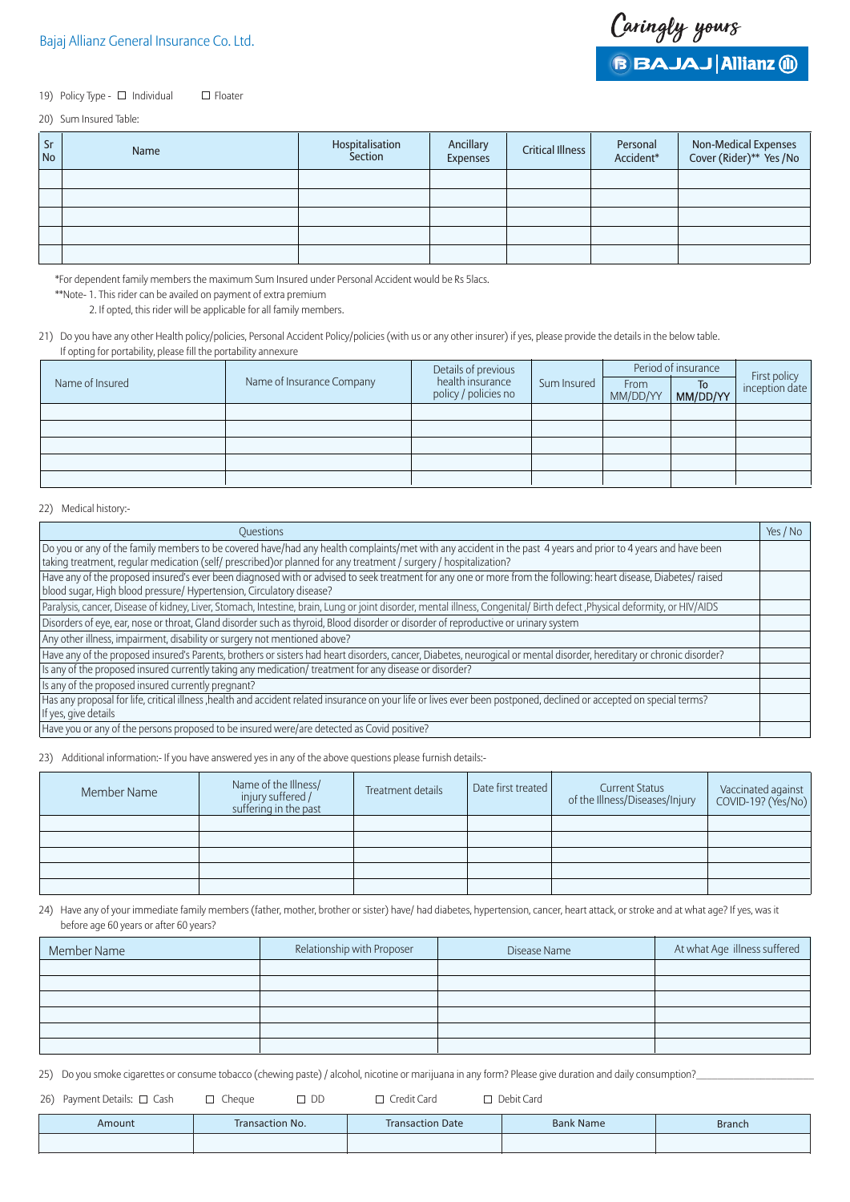19) Policy Type - ☐ Individual ☐ Floater

20) Sum Insured Table:

| Sr No | Name | Hospitalisation Section | Ancillary Expenses | Critical Illness | Personal Accident* | Non-Medical Expenses Cover (Rider)** Yes /No |
|---|---|---|---|---|---|---|
| | | | | | | |
| | | | | | | |
| | | | | | | |
| | | | | | | |
| | | | | | | |

*For dependent family members the maximum Sum Insured under Personal Accident would be Rs 5lacs.

**Note- 1. This rider can be availed on payment of extra premium

2. If opted, this rider will be applicable for all family members.

21) Do you have any other Health policy/policies, Personal Accident Policy/policies (with us or any other insurer) if yes, please provide the details in the below table. If opting for portability, please fill the portability annexure

| Name of Insured | Name of Insurance Company | Details of previous health insurance policy / policies no | Sum Insured | Period of insurance | | First policy inception date |
|---|---|---|---|---|---|---|
| | | | | From MM/DD/YY | To MM/DD/YY | |
| | | | | | | |
| | | | | | | |
| | | | | | | |
| | | | | | | |
| | | | | | | |

22) Medical history:-

| Questions | Yes / No |
|---|---|
| Do you or any of the family members to be covered have/had any health complaints/met with any accident in the past 4 years and prior to 4 years and have been taking treatment, regular medication (self/ prescribed)or planned for any treatment / surgery / hospitalization? | |
| Have any of the proposed insured's ever been diagnosed with or advised to seek treatment for any one or more from the following: heart disease, Diabetes/ raised blood sugar, High blood pressure/ Hypertension, Circulatory disease? | |
| Paralysis, cancer, Disease of kidney, Liver, Stomach, Intestine, brain, Lung or joint disorder, mental illness, Congenital/ Birth defect ,Physical deformity, or HIV/AIDS | |
| Disorders of eye, ear, nose or throat, Gland disorder such as thyroid, Blood disorder or disorder of reproductive or urinary system | |
| Any other illness, impairment, disability or surgery not mentioned above? | |
| Have any of the proposed insured's Parents, brothers or sisters had heart disorders, cancer, Diabetes, neurogical or mental disorder, hereditary or chronic disorder? | |
| Is any of the proposed insured currently taking any medication/ treatment for any disease or disorder? | |
| Is any of the proposed insured currently pregnant? | |
| Has any proposal for life, critical illness ,health and accident related insurance on your life or lives ever been postponed, declined or accepted on special terms? If yes, give details | |
| Have you or any of the persons proposed to be insured were/are detected as Covid positive? | |

23) Additional information:- If you have answered yes in any of the above questions please furnish details:-

| Member Name | Name of the Illness/ injury suffered / suffering in the past | Treatment details | Date first treated | Current Status of the Illness/Diseases/Injury | Vaccinated against COVID-19? (Yes/No) |
|---|---|---|---|---|---|
| | | | | | |
| | | | | | |
| | | | | | |
| | | | | | |
| | | | | | |

24) Have any of your immediate family members (father, mother, brother or sister) have/ had diabetes, hypertension, cancer, heart attack, or stroke and at what age? If yes, was it before age 60 years or after 60 years?

| Member Name | Relationship with Proposer | Disease Name | At what Age illness suffered |
|---|---|---|---|
| | | | |
| | | | |
| | | | |
| | | | |
| | | | |
| | | | |

25) Do you smoke cigarettes or consume tobacco (chewing paste) / alcohol, nicotine or marijuana in any form? Please give duration and daily consumption?\_\_\_\_\_\_\_\_\_\_\_\_\_\_\_\_

26) Payment Details: ☐ Cash ☐ Cheque ☐ DD ☐ Credit Card ☐ Debit Card

| Amount | Transaction No. | Transaction Date | Bank Name | Branch |
|---|---|---|---|---|
| | | | | |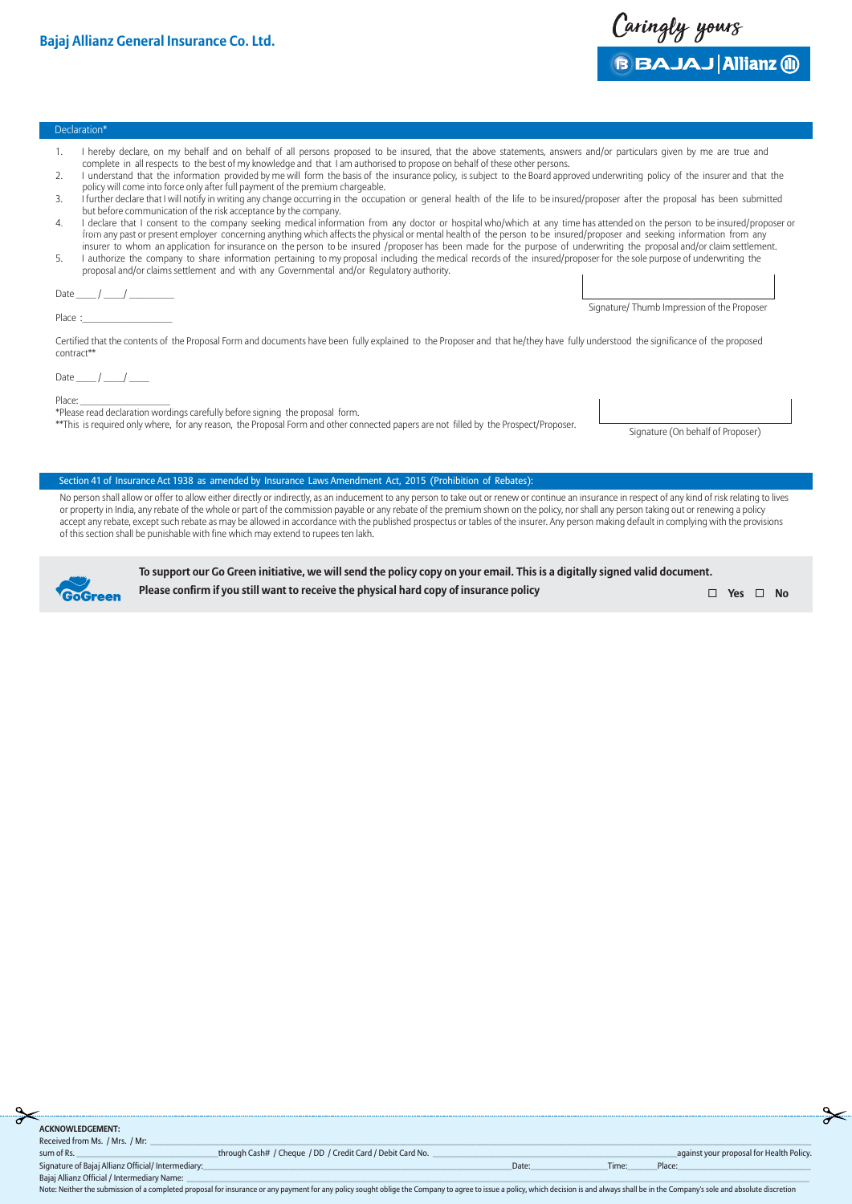**Bajaj Allianz General Insurance Co. Ltd.**

Caringly yours

BAJAJ | Allianz

## Declaration*

1. I hereby declare, on my behalf and on behalf of all persons proposed to be insured, that the above statements, answers and/or particulars given by me are true and complete in all respects to the best of my knowledge and that I am authorised to propose on behalf of these other persons.
2. I understand that the information provided by me will form the basis of the insurance policy, is subject to the Board approved underwriting policy of the insurer and that the policy will come into force only after full payment of the premium chargeable.
3. I further declare that I will notify in writing any change occurring in the occupation or general health of the life to be insured/proposer after the proposal has been submitted but before communication of the risk acceptance by the company.
4. I declare that I consent to the company seeking medical information from any doctor or hospital who/which at any time has attended on the person to be insured/proposer or from any past or present employer concerning anything which affects the physical or mental health of the person to be insured/proposer and seeking information from any insurer to whom an application for insurance on the person to be insured /proposer has been made for the purpose of underwriting the proposal and/or claim settlement.
5. I authorize the company to share information pertaining to my proposal including the medical records of the insured/proposer for the sole purpose of underwriting the proposal and/or claims settlement and with any Governmental and/or Regulatory authority.

Date ____ / ____/ ________

Place :__________________

Signature/ Thumb Impression of the Proposer

Certified that the contents of the Proposal Form and documents have been fully explained to the Proposer and that he/they have fully understood the significance of the proposed contract**

Date ____ / ____/ ____

Place: __________________

*Please read declaration wordings carefully before signing the proposal form.

**This is required only where, for any reason, the Proposal Form and other connected papers are not filled by the Prospect/Proposer.

Signature (On behalf of Proposer)

## Section 41 of Insurance Act 1938 as amended by Insurance Laws Amendment Act, 2015 (Prohibition of Rebates):

No person shall allow or offer to allow either directly or indirectly, as an inducement to any person to take out or renew or continue an insurance in respect of any kind of risk relating to lives or property in India, any rebate of the whole or part of the commission payable or any rebate of the premium shown on the policy, nor shall any person taking out or renewing a policy accept any rebate, except such rebate as may be allowed in accordance with the published prospectus or tables of the insurer. Any person making default in complying with the provisions of this section shall be punishable with fine which may extend to rupees ten lakh.

GoGreen

**To support our Go Green initiative, we will send the policy copy on your email. This is a digitally signed valid document.**

**Please confirm if you still want to receive the physical hard copy of insurance policy** ☐ **Yes** ☐ **No**

---

**ACKNOWLEDGEMENT:**

Received from Ms. / Mrs. / Mr: ______________________________________________

sum of Rs. ____________________ through Cash# / Cheque / DD / Credit Card / Debit Card No. ____________________ against your proposal for Health Policy.

Signature of Bajaj Allianz Official/ Intermediary: ____________________ Date: __________ Time: ______ Place: __________

Bajaj Allianz Official / Intermediary Name: ______________________________________________

Note: Neither the submission of a completed proposal for insurance or any payment for any policy sought oblige the Company to agree to issue a policy, which decision is and always shall be in the Company's sole and absolute discretion